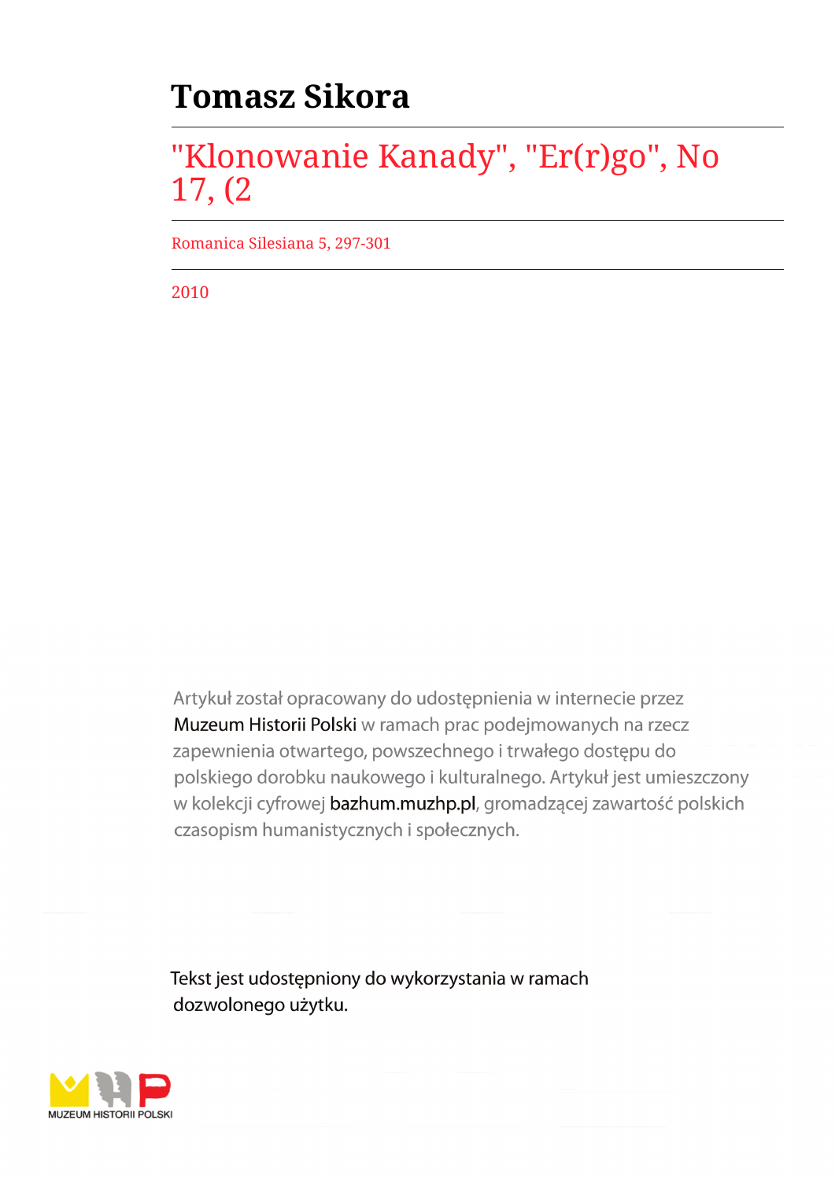# Tomasz Sikora

## "Klonowanie Kanady", "Er(r)go", No 17, (2

Romanica Silesiana 5, 297-301

2010

Artykuł został opracowany do udostępnienia w internecie przez Muzeum Historii Polski w ramach prac podejmowanych na rzecz zapewnienia otwartego, powszechnego i trwałego dostępu do polskiego dorobku naukowego i kulturalnego. Artykuł jest umieszczony w kolekcji cyfrowej bazhum.muzhp.pl, gromadzącej zawartość polskich czasopism humanistycznych i społecznych.

Tekst jest udostępniony do wykorzystania w ramach dozwolonego użytku.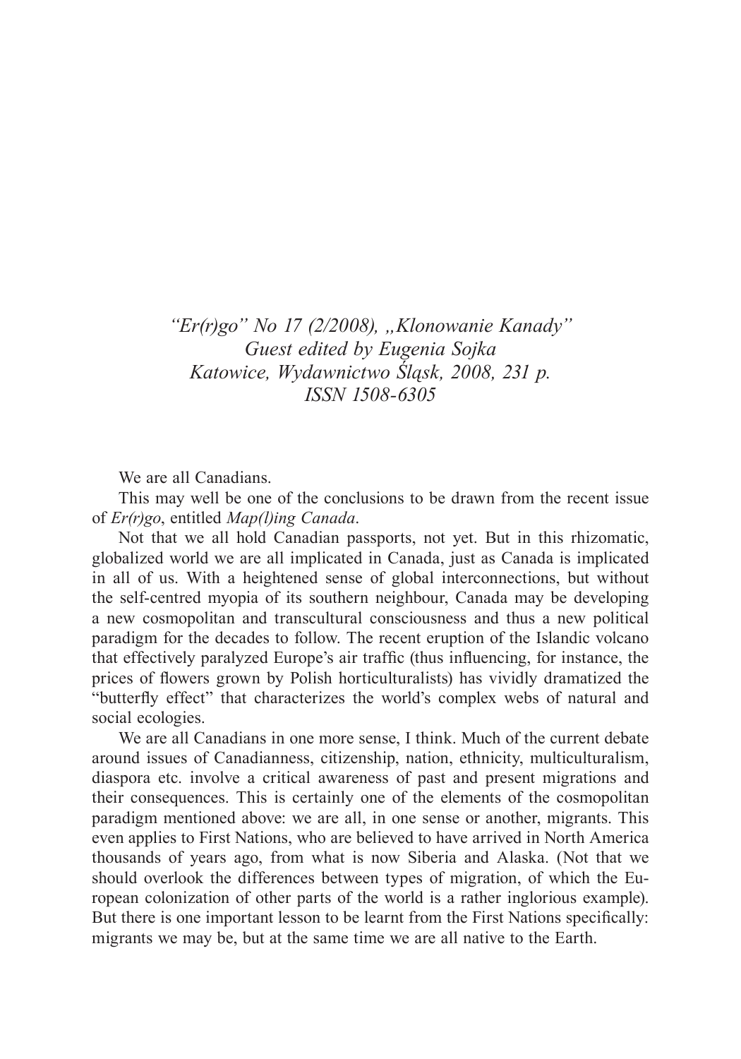*"Er(r)go" No 17 (2/2008), „Klonowanie Kanady"*
*Guest edited by Eugenia Sojka*
*Katowice, Wydawnictwo Śląsk, 2008, 231 p.*
*ISSN 1508-6305*

We are all Canadians.

This may well be one of the conclusions to be drawn from the recent issue of *Er(r)go*, entitled *Map(l)ing Canada*.

Not that we all hold Canadian passports, not yet. But in this rhizomatic, globalized world we are all implicated in Canada, just as Canada is implicated in all of us. With a heightened sense of global interconnections, but without the self-centred myopia of its southern neighbour, Canada may be developing a new cosmopolitan and transcultural consciousness and thus a new political paradigm for the decades to follow. The recent eruption of the Islandic volcano that effectively paralyzed Europe's air traffic (thus influencing, for instance, the prices of flowers grown by Polish horticulturalists) has vividly dramatized the "butterfly effect" that characterizes the world's complex webs of natural and social ecologies.

We are all Canadians in one more sense, I think. Much of the current debate around issues of Canadianness, citizenship, nation, ethnicity, multiculturalism, diaspora etc. involve a critical awareness of past and present migrations and their consequences. This is certainly one of the elements of the cosmopolitan paradigm mentioned above: we are all, in one sense or another, migrants. This even applies to First Nations, who are believed to have arrived in North America thousands of years ago, from what is now Siberia and Alaska. (Not that we should overlook the differences between types of migration, of which the European colonization of other parts of the world is a rather inglorious example). But there is one important lesson to be learnt from the First Nations specifically: migrants we may be, but at the same time we are all native to the Earth.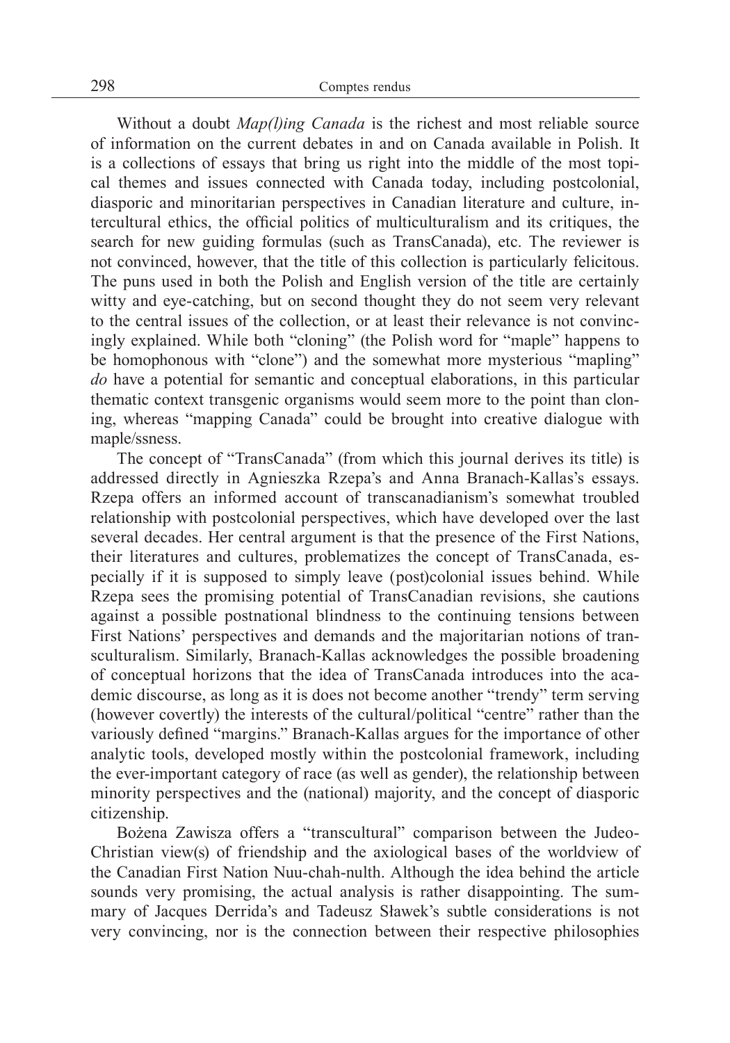Without a doubt *Map(l)ing Canada* is the richest and most reliable source of information on the current debates in and on Canada available in Polish. It is a collections of essays that bring us right into the middle of the most topical themes and issues connected with Canada today, including postcolonial, diasporic and minoritarian perspectives in Canadian literature and culture, intercultural ethics, the official politics of multiculturalism and its critiques, the search for new guiding formulas (such as TransCanada), etc. The reviewer is not convinced, however, that the title of this collection is particularly felicitous. The puns used in both the Polish and English version of the title are certainly witty and eye-catching, but on second thought they do not seem very relevant to the central issues of the collection, or at least their relevance is not convincingly explained. While both "cloning" (the Polish word for "maple" happens to be homophonous with "clone") and the somewhat more mysterious "mapling" *do* have a potential for semantic and conceptual elaborations, in this particular thematic context transgenic organisms would seem more to the point than cloning, whereas "mapping Canada" could be brought into creative dialogue with maple/ssness.

The concept of "TransCanada" (from which this journal derives its title) is addressed directly in Agnieszka Rzepa's and Anna Branach-Kallas's essays. Rzepa offers an informed account of transcanadianism's somewhat troubled relationship with postcolonial perspectives, which have developed over the last several decades. Her central argument is that the presence of the First Nations, their literatures and cultures, problematizes the concept of TransCanada, especially if it is supposed to simply leave (post)colonial issues behind. While Rzepa sees the promising potential of TransCanadian revisions, she cautions against a possible postnational blindness to the continuing tensions between First Nations' perspectives and demands and the majoritarian notions of transculturalism. Similarly, Branach-Kallas acknowledges the possible broadening of conceptual horizons that the idea of TransCanada introduces into the academic discourse, as long as it is does not become another "trendy" term serving (however covertly) the interests of the cultural/political "centre" rather than the variously defined "margins." Branach-Kallas argues for the importance of other analytic tools, developed mostly within the postcolonial framework, including the ever-important category of race (as well as gender), the relationship between minority perspectives and the (national) majority, and the concept of diasporic citizenship.

Bożena Zawisza offers a "transcultural" comparison between the Judeo-Christian view(s) of friendship and the axiological bases of the worldview of the Canadian First Nation Nuu-chah-nulth. Although the idea behind the article sounds very promising, the actual analysis is rather disappointing. The summary of Jacques Derrida's and Tadeusz Sławek's subtle considerations is not very convincing, nor is the connection between their respective philosophies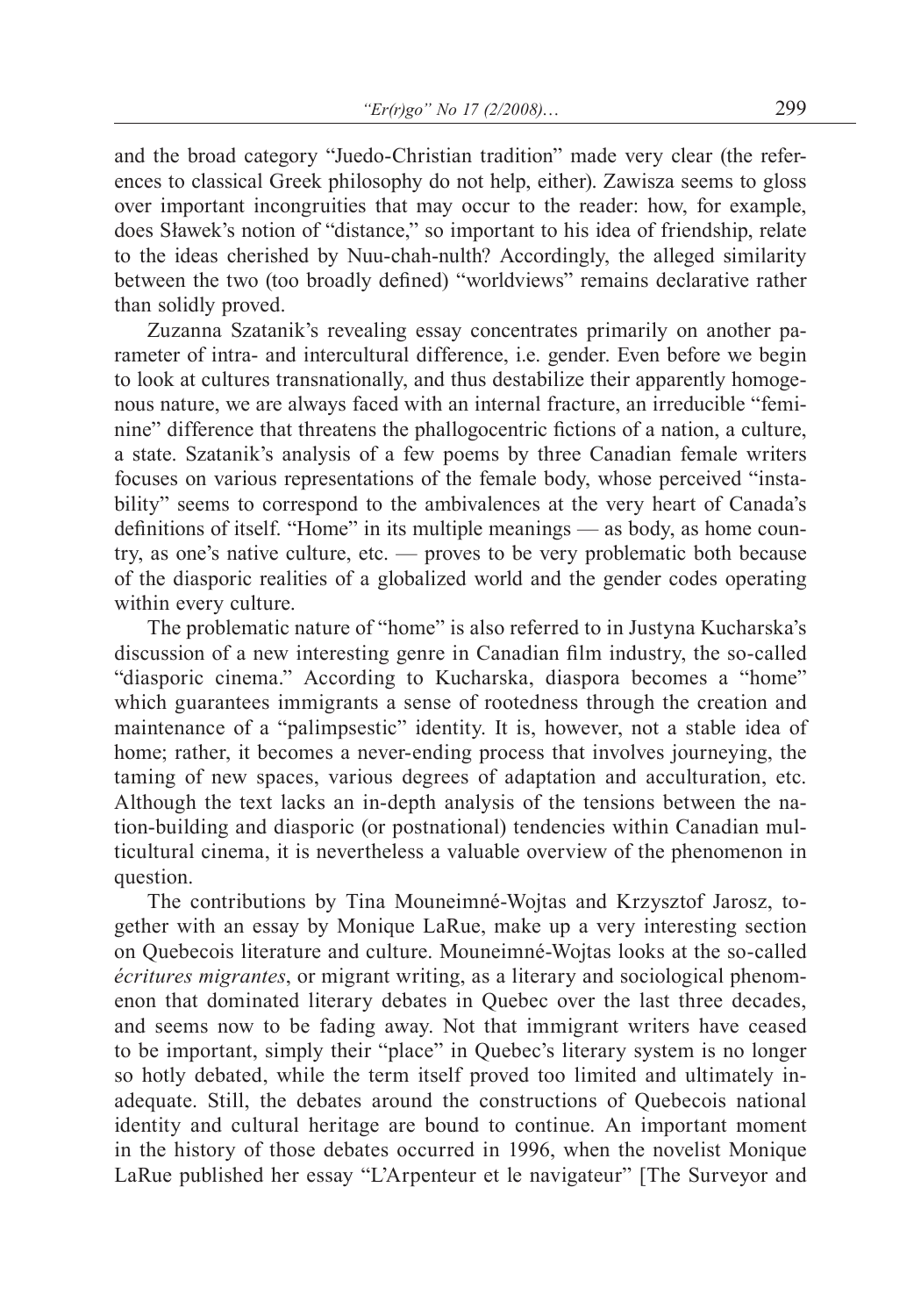and the broad category "Juedo-Christian tradition" made very clear (the references to classical Greek philosophy do not help, either). Zawisza seems to gloss over important incongruities that may occur to the reader: how, for example, does Sławek's notion of "distance," so important to his idea of friendship, relate to the ideas cherished by Nuu-chah-nulth? Accordingly, the alleged similarity between the two (too broadly defined) "worldviews" remains declarative rather than solidly proved.

Zuzanna Szatanik's revealing essay concentrates primarily on another parameter of intra- and intercultural difference, i.e. gender. Even before we begin to look at cultures transnationally, and thus destabilize their apparently homogenous nature, we are always faced with an internal fracture, an irreducible "feminine" difference that threatens the phallogocentric fictions of a nation, a culture, a state. Szatanik's analysis of a few poems by three Canadian female writers focuses on various representations of the female body, whose perceived "instability" seems to correspond to the ambivalences at the very heart of Canada's definitions of itself. "Home" in its multiple meanings — as body, as home country, as one's native culture, etc. — proves to be very problematic both because of the diasporic realities of a globalized world and the gender codes operating within every culture.

The problematic nature of "home" is also referred to in Justyna Kucharska's discussion of a new interesting genre in Canadian film industry, the so-called "diasporic cinema." According to Kucharska, diaspora becomes a "home" which guarantees immigrants a sense of rootedness through the creation and maintenance of a "palimpsestic" identity. It is, however, not a stable idea of home; rather, it becomes a never-ending process that involves journeying, the taming of new spaces, various degrees of adaptation and acculturation, etc. Although the text lacks an in-depth analysis of the tensions between the nation-building and diasporic (or postnational) tendencies within Canadian multicultural cinema, it is nevertheless a valuable overview of the phenomenon in question.

The contributions by Tina Mouneimné-Wojtas and Krzysztof Jarosz, together with an essay by Monique LaRue, make up a very interesting section on Quebecois literature and culture. Mouneimné-Wojtas looks at the so-called *écritures migrantes*, or migrant writing, as a literary and sociological phenomenon that dominated literary debates in Quebec over the last three decades, and seems now to be fading away. Not that immigrant writers have ceased to be important, simply their "place" in Quebec's literary system is no longer so hotly debated, while the term itself proved too limited and ultimately inadequate. Still, the debates around the constructions of Quebecois national identity and cultural heritage are bound to continue. An important moment in the history of those debates occurred in 1996, when the novelist Monique LaRue published her essay "L'Arpenteur et le navigateur" [The Surveyor and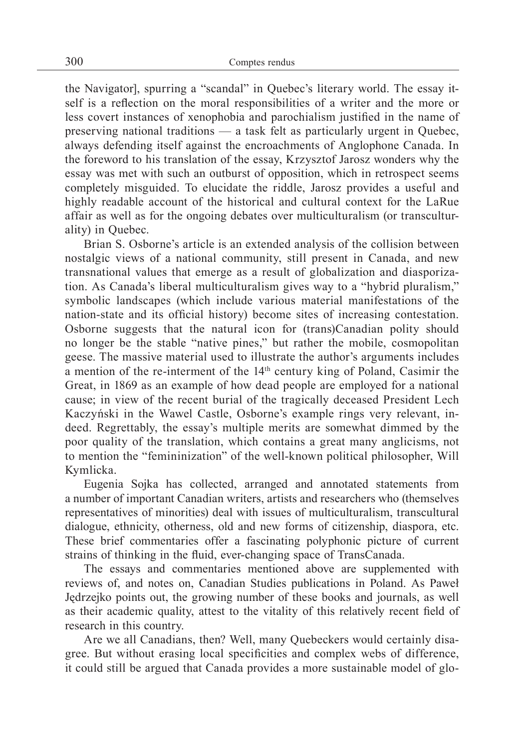the Navigator], spurring a "scandal" in Quebec's literary world. The essay itself is a reflection on the moral responsibilities of a writer and the more or less covert instances of xenophobia and parochialism justified in the name of preserving national traditions — a task felt as particularly urgent in Quebec, always defending itself against the encroachments of Anglophone Canada. In the foreword to his translation of the essay, Krzysztof Jarosz wonders why the essay was met with such an outburst of opposition, which in retrospect seems completely misguided. To elucidate the riddle, Jarosz provides a useful and highly readable account of the historical and cultural context for the LaRue affair as well as for the ongoing debates over multiculturalism (or transculturality) in Quebec.

Brian S. Osborne's article is an extended analysis of the collision between nostalgic views of a national community, still present in Canada, and new transnational values that emerge as a result of globalization and diasporization. As Canada's liberal multiculturalism gives way to a "hybrid pluralism," symbolic landscapes (which include various material manifestations of the nation-state and its official history) become sites of increasing contestation. Osborne suggests that the natural icon for (trans)Canadian polity should no longer be the stable "native pines," but rather the mobile, cosmopolitan geese. The massive material used to illustrate the author's arguments includes a mention of the re-interment of the 14th century king of Poland, Casimir the Great, in 1869 as an example of how dead people are employed for a national cause; in view of the recent burial of the tragically deceased President Lech Kaczyński in the Wawel Castle, Osborne's example rings very relevant, indeed. Regrettably, the essay's multiple merits are somewhat dimmed by the poor quality of the translation, which contains a great many anglicisms, not to mention the "femininization" of the well-known political philosopher, Will Kymlicka.

Eugenia Sojka has collected, arranged and annotated statements from a number of important Canadian writers, artists and researchers who (themselves representatives of minorities) deal with issues of multiculturalism, transcultural dialogue, ethnicity, otherness, old and new forms of citizenship, diaspora, etc. These brief commentaries offer a fascinating polyphonic picture of current strains of thinking in the fluid, ever-changing space of TransCanada.

The essays and commentaries mentioned above are supplemented with reviews of, and notes on, Canadian Studies publications in Poland. As Paweł Jędrzejko points out, the growing number of these books and journals, as well as their academic quality, attest to the vitality of this relatively recent field of research in this country.

Are we all Canadians, then? Well, many Quebeckers would certainly disagree. But without erasing local specificities and complex webs of difference, it could still be argued that Canada provides a more sustainable model of glo-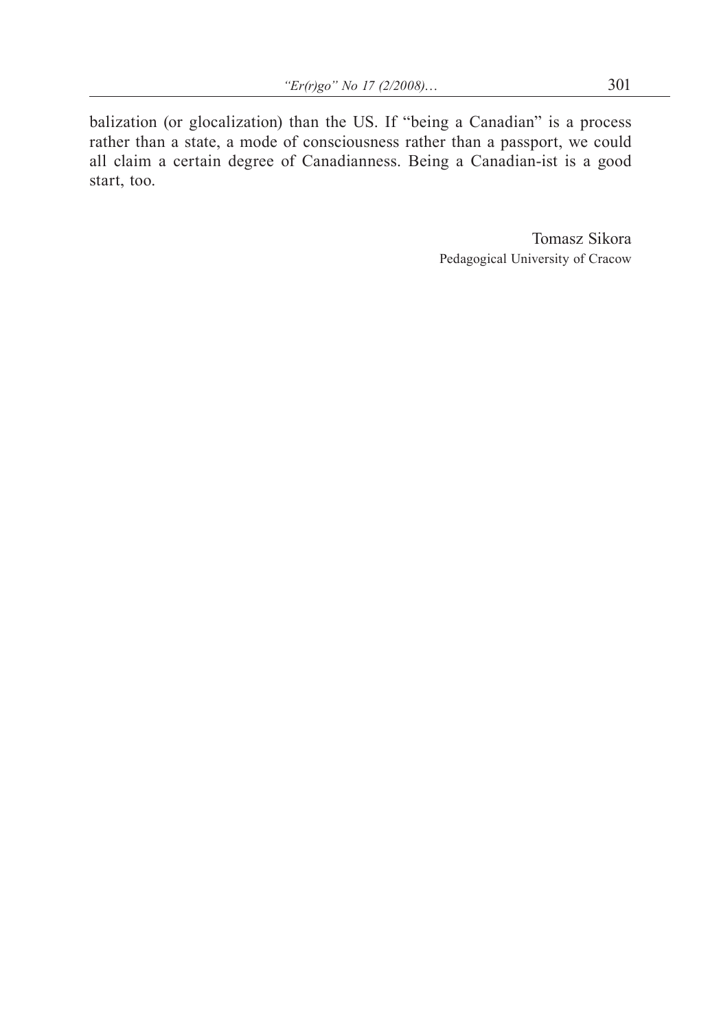balization (or glocalization) than the US. If "being a Canadian" is a process rather than a state, a mode of consciousness rather than a passport, we could all claim a certain degree of Canadianness. Being a Canadian-ist is a good start, too.

Tomasz Sikora
Pedagogical University of Cracow